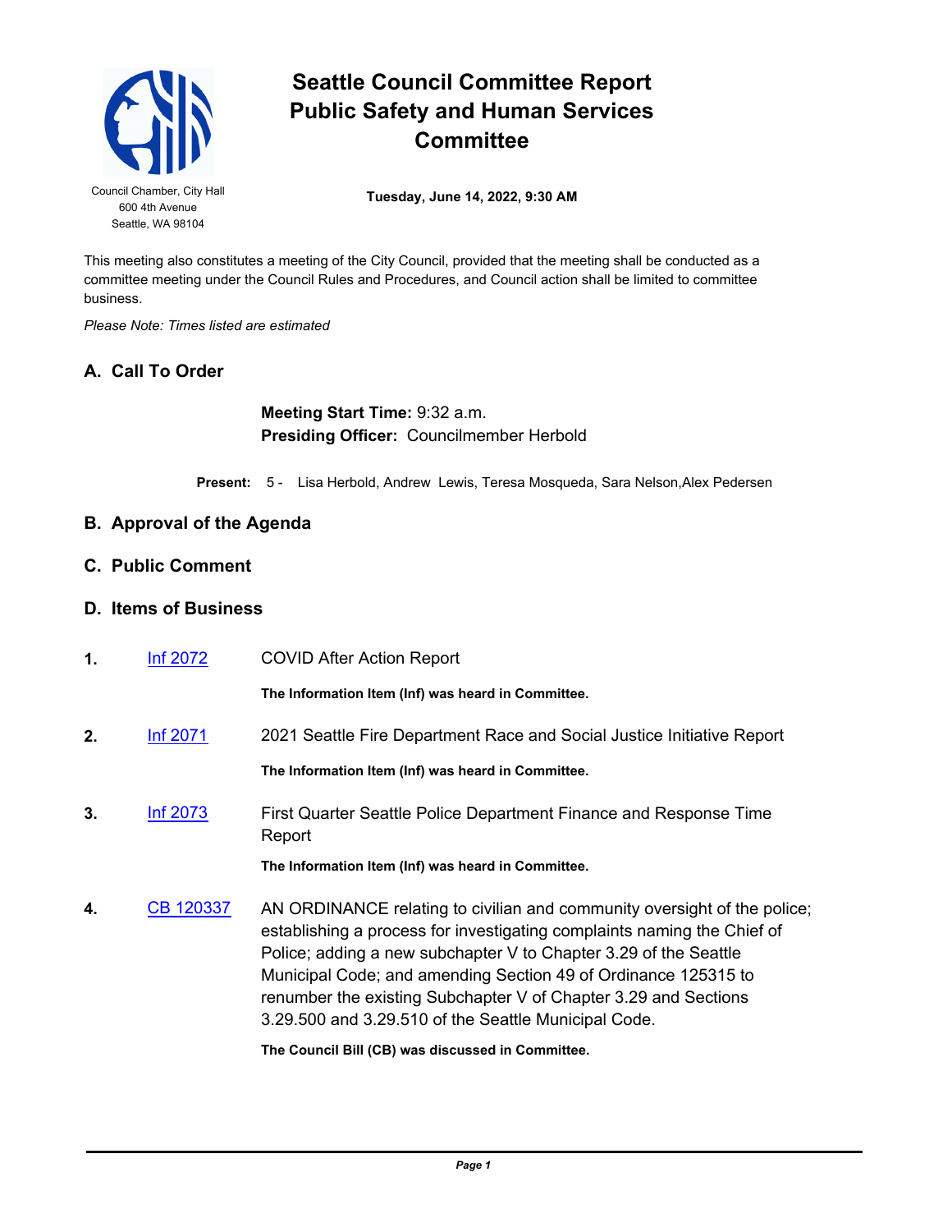# Seattle Council Committee Report
# Public Safety and Human Services Committee

Council Chamber, City Hall
600 4th Avenue
Seattle, WA 98104

**Tuesday, June 14, 2022, 9:30 AM**

This meeting also constitutes a meeting of the City Council, provided that the meeting shall be conducted as a committee meeting under the Council Rules and Procedures, and Council action shall be limited to committee business.

*Please Note: Times listed are estimated*

## A. Call To Order

**Meeting Start Time:** 9:32 a.m.
**Presiding Officer:** Councilmember Herbold

**Present:** 5 - Lisa Herbold, Andrew Lewis, Teresa Mosqueda, Sara Nelson,Alex Pedersen

## B. Approval of the Agenda

## C. Public Comment

## D. Items of Business

**1.** [Inf 2072] COVID After Action Report

**The Information Item (Inf) was heard in Committee.**

**2.** [Inf 2071] 2021 Seattle Fire Department Race and Social Justice Initiative Report

**The Information Item (Inf) was heard in Committee.**

**3.** [Inf 2073] First Quarter Seattle Police Department Finance and Response Time Report

**The Information Item (Inf) was heard in Committee.**

**4.** [CB 120337] AN ORDINANCE relating to civilian and community oversight of the police; establishing a process for investigating complaints naming the Chief of Police; adding a new subchapter V to Chapter 3.29 of the Seattle Municipal Code; and amending Section 49 of Ordinance 125315 to renumber the existing Subchapter V of Chapter 3.29 and Sections 3.29.500 and 3.29.510 of the Seattle Municipal Code.

**The Council Bill (CB) was discussed in Committee.**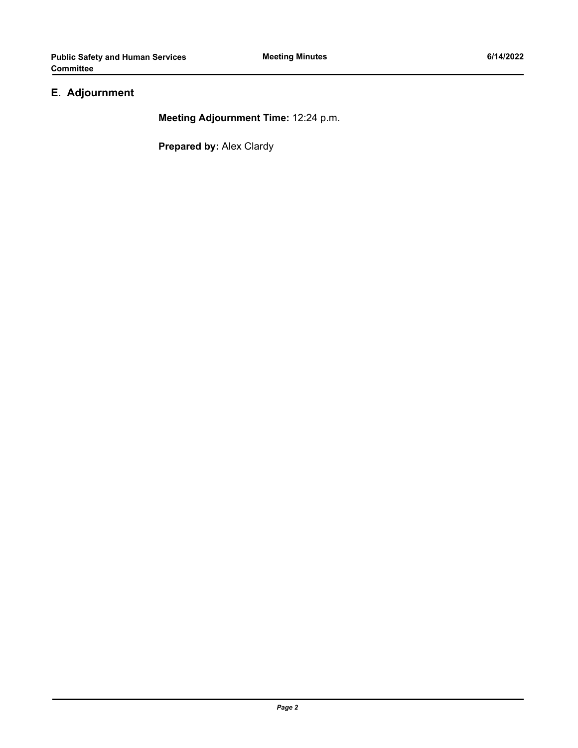## E. Adjournment

**Meeting Adjournment Time:** 12:24 p.m.

**Prepared by:** Alex Clardy